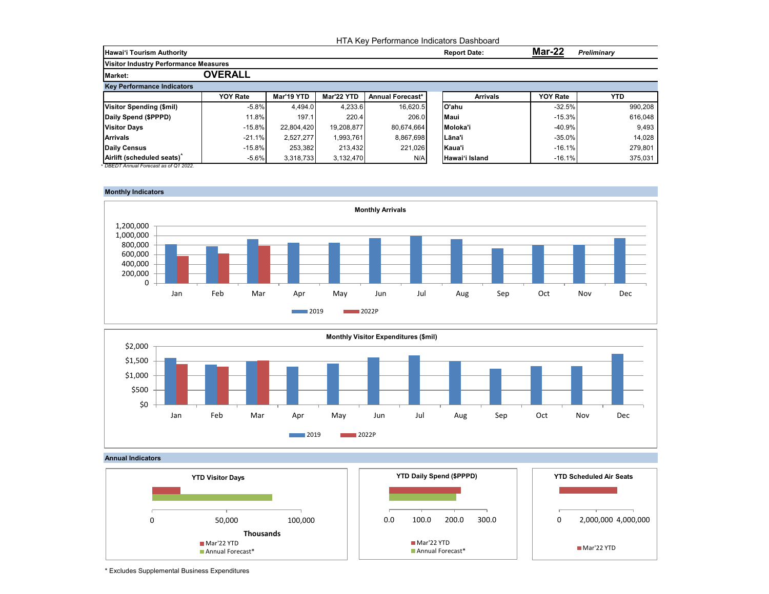# HTA Key Performance Indicators Dashboard

**Hawai'i Tourism Authority** | **Report Date:** **Mar-22** *Preliminary*

**Visitor Industry Performance Measures**

**Market:** **OVERALL**

**Key Performance Indicators**

| | YOY Rate | Mar'19 YTD | Mar'22 YTD | Annual Forecast* |
|---|---|---|---|---|
| **Visitor Spending ($mil)** | -5.8% | 4,494.0 | 4,233.6 | 16,620.5 |
| **Daily Spend ($PPPD)** | 11.8% | 197.1 | 220.4 | 206.0 |
| **Visitor Days** | -15.8% | 22,804,420 | 19,208,877 | 80,674,664 |
| **Arrivals** | -21.1% | 2,527,277 | 1,993,761 | 8,867,698 |
| **Daily Census** | -15.8% | 253,382 | 213,432 | 221,026 |
| **Airlift (scheduled seats)^** | -5.6% | 3,318,733 | 3,132,470 | N/A |

*\* DBEDT Annual Forecast as of Q1 2022.*

| Arrivals | YOY Rate | YTD |
|---|---|---|
| **O'ahu** | -32.5% | 990,208 |
| **Maui** | -15.3% | 616,048 |
| **Moloka'i** | -40.9% | 9,493 |
| **Lāna'i** | -35.0% | 14,028 |
| **Kaua'i** | -16.1% | 279,801 |
| **Hawai'i Island** | -16.1% | 375,031 |

**Monthly Indicators**

**Monthly Arrivals**

1,200,000
1,000,000
800,000
600,000
400,000
200,000
0

Jan Feb Mar Apr May Jun Jul Aug Sep Oct Nov Dec

2019 2022P

**Monthly Visitor Expenditures ($mil)**

$2,000
$1,500
$1,000
$500
$0

Jan Feb Mar Apr May Jun Jul Aug Sep Oct Nov Dec

2019 2022P

**Annual Indicators**

**YTD Visitor Days**

0 50,000 100,000

Thousands

Mar'22 YTD
Annual Forecast*

**YTD Daily Spend ($PPPD)**

0.0 100.0 200.0 300.0

Mar'22 YTD
Annual Forecast*

**YTD Scheduled Air Seats**

0 2,000,000 4,000,000

Mar'22 YTD

\* Excludes Supplemental Business Expenditures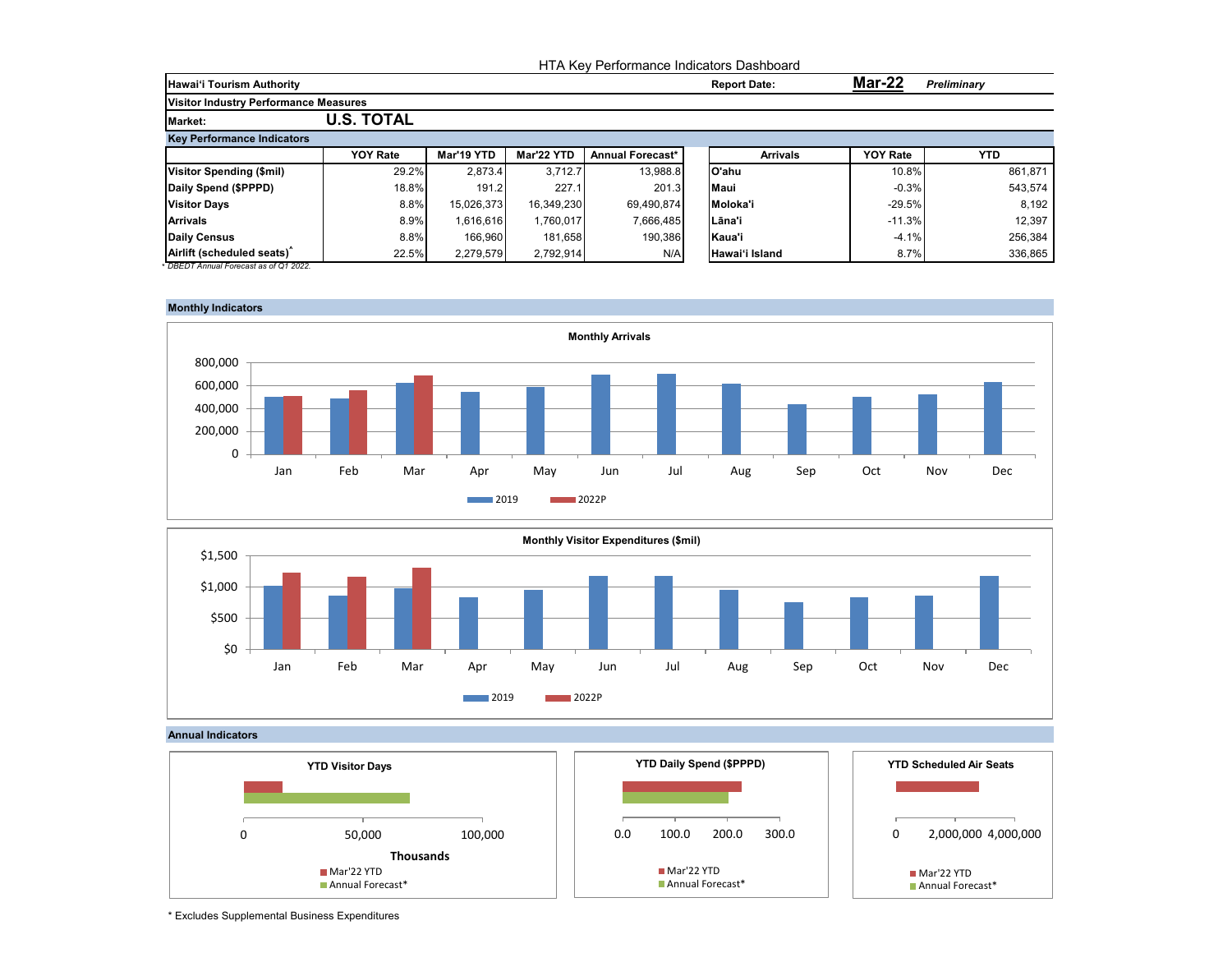HTA Key Performance Indicators Dashboard

**Hawai'i Tourism Authority** | **Report Date:** **Mar-22** *Preliminary*

**Visitor Industry Performance Measures**

**Market:** **U.S. TOTAL**

**Key Performance Indicators**

| | YOY Rate | Mar'19 YTD | Mar'22 YTD | Annual Forecast* |
|---|---|---|---|---|
| **Visitor Spending ($mil)** | 29.2% | 2,873.4 | 3,712.7 | 13,988.8 |
| **Daily Spend ($PPPD)** | 18.8% | 191.2 | 227.1 | 201.3 |
| **Visitor Days** | 8.8% | 15,026,373 | 16,349,230 | 69,490,874 |
| **Arrivals** | 8.9% | 1,616,616 | 1,760,017 | 7,666,485 |
| **Daily Census** | 8.8% | 166,960 | 181,658 | 190,386 |
| **Airlift (scheduled seats)^** | 22.5% | 2,279,579 | 2,792,914 | N/A |

| Arrivals | YOY Rate | YTD |
|---|---|---|
| **O'ahu** | 10.8% | 861,871 |
| **Maui** | -0.3% | 543,574 |
| **Moloka'i** | -29.5% | 8,192 |
| **Lāna'i** | -11.3% | 12,397 |
| **Kaua'i** | -4.1% | 256,384 |
| **Hawai'i Island** | 8.7% | 336,865 |

* *DBEDT Annual Forecast as of Q1 2022.*

**Monthly Indicators**

Monthly Arrivals

800,000
600,000
400,000
200,000
0

Jan Feb Mar Apr May Jun Jul Aug Sep Oct Nov Dec

2019 2022P

Monthly Visitor Expenditures ($mil)

$1,500
$1,000
$500
$0

Jan Feb Mar Apr May Jun Jul Aug Sep Oct Nov Dec

2019 2022P

**Annual Indicators**

YTD Visitor Days

0 50,000 100,000

Thousands

Mar'22 YTD
Annual Forecast*

YTD Daily Spend ($PPPD)

0.0 100.0 200.0 300.0

Mar'22 YTD
Annual Forecast*

YTD Scheduled Air Seats

0 2,000,000 4,000,000

Mar'22 YTD
Annual Forecast*

* Excludes Supplemental Business Expenditures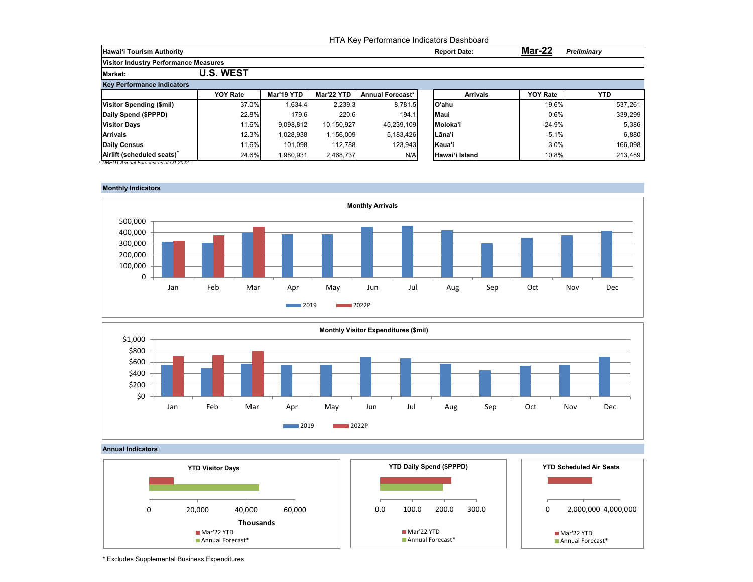HTA Key Performance Indicators Dashboard

**Hawai'i Tourism Authority** | **Report Date:** **Mar-22** *Preliminary*

**Visitor Industry Performance Measures**

**Market:** **U.S. WEST**

**Key Performance Indicators**

| | YOY Rate | Mar'19 YTD | Mar'22 YTD | Annual Forecast* |
|---|---|---|---|---|
| **Visitor Spending ($mil)** | 37.0% | 1,634.4 | 2,239.3 | 8,781.5 |
| **Daily Spend ($PPPD)** | 22.8% | 179.6 | 220.6 | 194.1 |
| **Visitor Days** | 11.6% | 9,098,812 | 10,150,927 | 45,239,109 |
| **Arrivals** | 12.3% | 1,028,938 | 1,156,009 | 5,183,426 |
| **Daily Census** | 11.6% | 101,098 | 112,788 | 123,943 |
| **Airlift (scheduled seats)^** | 24.6% | 1,980,931 | 2,468,737 | N/A |

*DBEDT Annual Forecast as of Q1 2022.*

| Arrivals | YOY Rate | YTD |
|---|---|---|
| **O'ahu** | 19.6% | 537,261 |
| **Maui** | 0.6% | 339,299 |
| **Moloka'i** | -24.9% | 5,386 |
| **Lāna'i** | -5.1% | 6,880 |
| **Kaua'i** | 3.0% | 166,098 |
| **Hawai'i Island** | 10.8% | 213,489 |

**Monthly Indicators**

**Monthly Arrivals**

500,000
400,000
300,000
200,000
100,000
0

Jan Feb Mar Apr May Jun Jul Aug Sep Oct Nov Dec

2019 2022P

**Monthly Visitor Expenditures ($mil)**

$1,000
$800
$600
$400
$200
$0

Jan Feb Mar Apr May Jun Jul Aug Sep Oct Nov Dec

2019 2022P

**Annual Indicators**

**YTD Visitor Days**

0 20,000 40,000 60,000

Thousands

Mar'22 YTD
Annual Forecast*

**YTD Daily Spend ($PPPD)**

0.0 100.0 200.0 300.0

Mar'22 YTD
Annual Forecast*

**YTD Scheduled Air Seats**

0 2,000,000 4,000,000

Mar'22 YTD
Annual Forecast*

* Excludes Supplemental Business Expenditures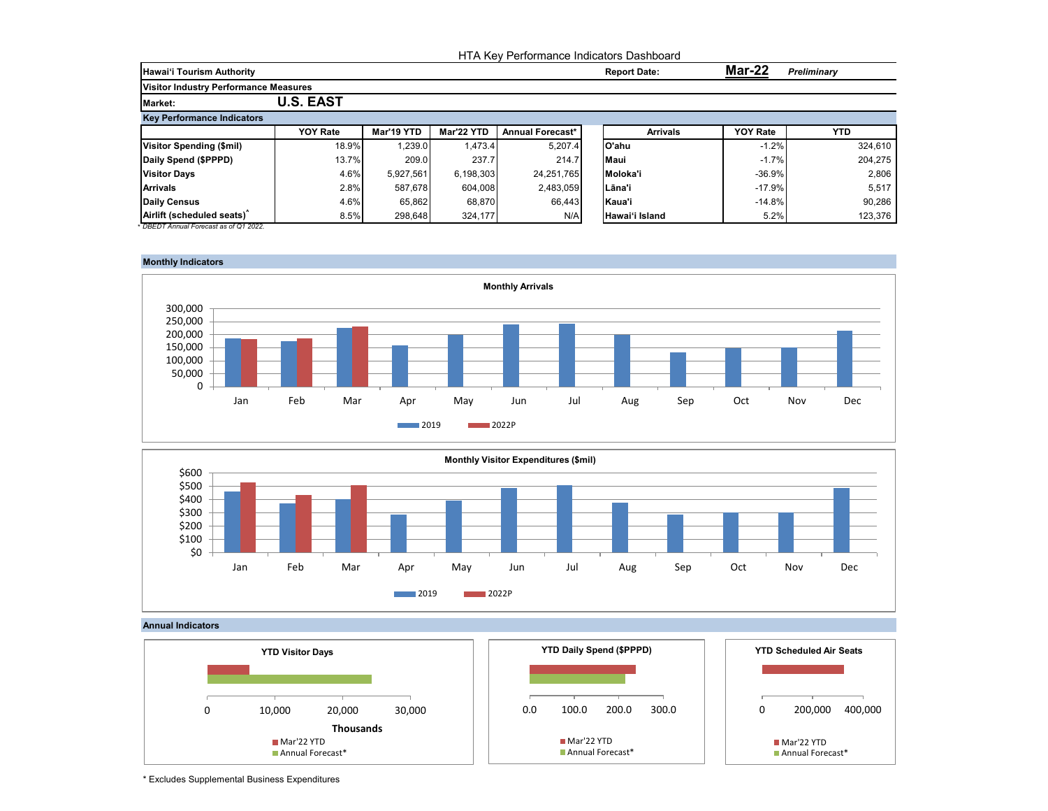HTA Key Performance Indicators Dashboard

**Hawai'i Tourism Authority** | **Report Date:** **Mar-22** *Preliminary*

**Visitor Industry Performance Measures**

**Market:** **U.S. EAST**

**Key Performance Indicators**

| | YOY Rate | Mar'19 YTD | Mar'22 YTD | Annual Forecast* |
|---|---|---|---|---|
| **Visitor Spending ($mil)** | 18.9% | 1,239.0 | 1,473.4 | 5,207.4 |
| **Daily Spend ($PPPD)** | 13.7% | 209.0 | 237.7 | 214.7 |
| **Visitor Days** | 4.6% | 5,927,561 | 6,198,303 | 24,251,765 |
| **Arrivals** | 2.8% | 587,678 | 604,008 | 2,483,059 |
| **Daily Census** | 4.6% | 65,862 | 68,870 | 66,443 |
| **Airlift (scheduled seats)^** | 8.5% | 298,648 | 324,177 | N/A |

*\* DBEDT Annual Forecast as of Q1 2022.*

| Arrivals | YOY Rate | YTD |
|---|---|---|
| **O'ahu** | -1.2% | 324,610 |
| **Maui** | -1.7% | 204,275 |
| **Moloka'i** | -36.9% | 2,806 |
| **Lāna'i** | -17.9% | 5,517 |
| **Kaua'i** | -14.8% | 90,286 |
| **Hawai'i Island** | 5.2% | 123,376 |

**Monthly Indicators**

**Monthly Arrivals**

300,000
250,000
200,000
150,000
100,000
50,000
0

Jan Feb Mar Apr May Jun Jul Aug Sep Oct Nov Dec

2019 2022P

**Monthly Visitor Expenditures ($mil)**

$600
$500
$400
$300
$200
$100
$0

Jan Feb Mar Apr May Jun Jul Aug Sep Oct Nov Dec

2019 2022P

**Annual Indicators**

**YTD Visitor Days**

0 10,000 20,000 30,000

**Thousands**

Mar'22 YTD
Annual Forecast*

**YTD Daily Spend ($PPPD)**

0.0 100.0 200.0 300.0

Mar'22 YTD
Annual Forecast*

**YTD Scheduled Air Seats**

0 200,000 400,000

Mar'22 YTD
Annual Forecast*

\* Excludes Supplemental Business Expenditures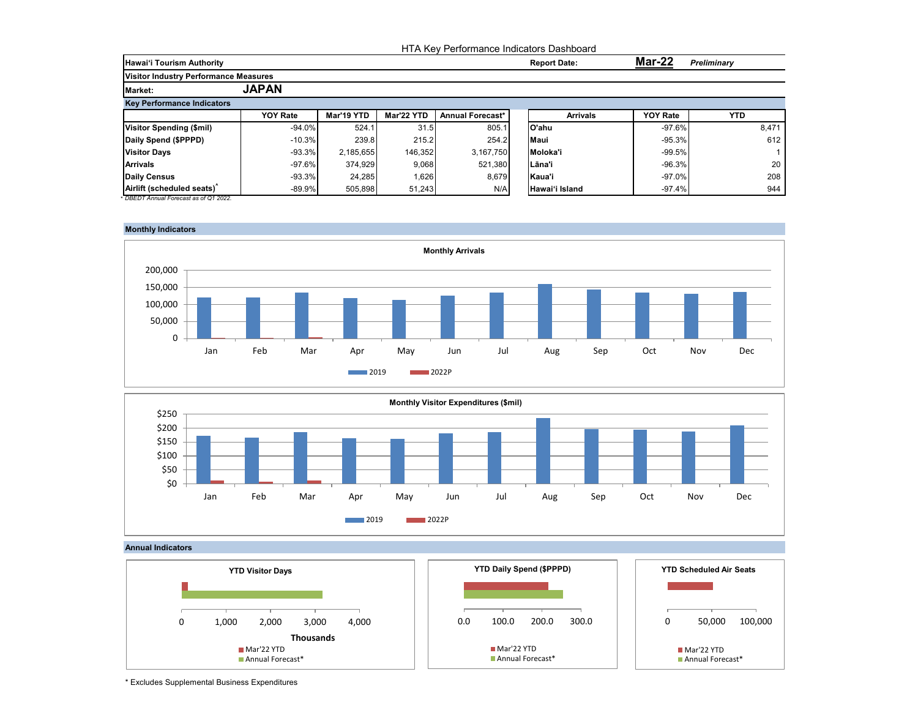HTA Key Performance Indicators Dashboard

**Hawaiʻi Tourism Authority** | **Report Date:** **Mar-22** *Preliminary*

**Visitor Industry Performance Measures**

**Market:** **JAPAN**

**Key Performance Indicators**

| | YOY Rate | Mar'19 YTD | Mar'22 YTD | Annual Forecast* |
|---|---|---|---|---|
| **Visitor Spending ($mil)** | -94.0% | 524.1 | 31.5 | 805.1 |
| **Daily Spend ($PPPD)** | -10.3% | 239.8 | 215.2 | 254.2 |
| **Visitor Days** | -93.3% | 2,185,655 | 146,352 | 3,167,750 |
| **Arrivals** | -97.6% | 374,929 | 9,068 | 521,380 |
| **Daily Census** | -93.3% | 24,285 | 1,626 | 8,679 |
| **Airlift (scheduled seats)^** | -89.9% | 505,898 | 51,243 | N/A |

| Arrivals | YOY Rate | YTD |
|---|---|---|
| **O'ahu** | -97.6% | 8,471 |
| **Maui** | -95.3% | 612 |
| **Moloka'i** | -99.5% | 1 |
| **Lāna'i** | -96.3% | 20 |
| **Kaua'i** | -97.0% | 208 |
| **Hawai'i Island** | -97.4% | 944 |

*^ DBEDT Annual Forecast as of Q1 2022.*

**Monthly Indicators**

Monthly Arrivals

200,000
150,000
100,000
50,000
0

Jan Feb Mar Apr May Jun Jul Aug Sep Oct Nov Dec

2019 2022P

Monthly Visitor Expenditures ($mil)

$250
$200
$150
$100
$50
$0

Jan Feb Mar Apr May Jun Jul Aug Sep Oct Nov Dec

2019 2022P

**Annual Indicators**

YTD Visitor Days

0 1,000 2,000 3,000 4,000

Thousands

Mar'22 YTD
Annual Forecast*

YTD Daily Spend ($PPPD)

0.0 100.0 200.0 300.0

Mar'22 YTD
Annual Forecast*

YTD Scheduled Air Seats

0 50,000 100,000

Mar'22 YTD
Annual Forecast*

\* Excludes Supplemental Business Expenditures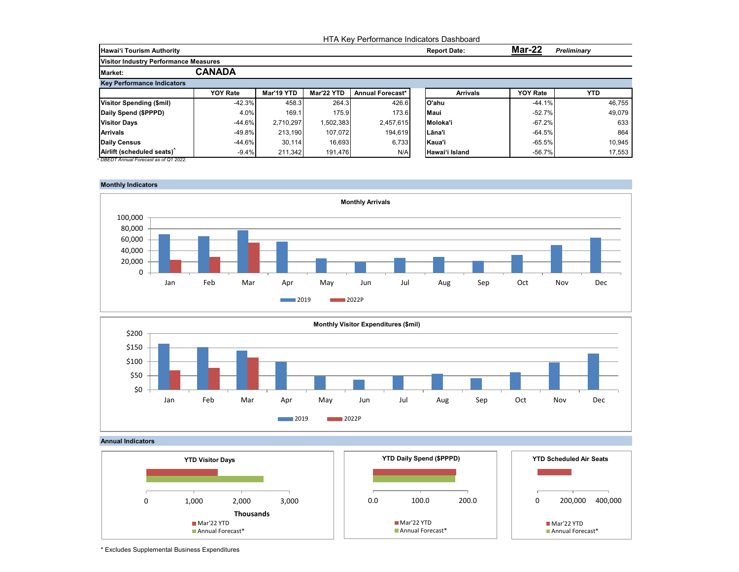# HTA Key Performance Indicators Dashboard

**Hawai'i Tourism Authority** | **Report Date:** **Mar-22** *Preliminary*

**Visitor Industry Performance Measures**

**Market:** **CANADA**

## Key Performance Indicators

| | YOY Rate | Mar'19 YTD | Mar'22 YTD | Annual Forecast* |
|---|---|---|---|---|
| **Visitor Spending ($mil)** | -42.3% | 458.3 | 264.3 | 426.6 |
| **Daily Spend ($PPPD)** | 4.0% | 169.1 | 175.9 | 173.6 |
| **Visitor Days** | -44.6% | 2,710,297 | 1,502,383 | 2,457,615 |
| **Arrivals** | -49.8% | 213,190 | 107,072 | 194,619 |
| **Daily Census** | -44.6% | 30,114 | 16,693 | 6,733 |
| **Airlift (scheduled seats)^** | -9.4% | 211,342 | 191,476 | N/A |

*\* DBEDT Annual Forecast as of Q1 2022.*

| Arrivals | YOY Rate | YTD |
|---|---|---|
| **O'ahu** | -44.1% | 46,755 |
| **Maui** | -52.7% | 49,079 |
| **Moloka'i** | -67.2% | 633 |
| **Lāna'i** | -64.5% | 864 |
| **Kaua'i** | -65.5% | 10,945 |
| **Hawai'i Island** | -56.7% | 17,553 |

## Monthly Indicators

**Monthly Arrivals**

100,000
80,000
60,000
40,000
20,000
0

Jan Feb Mar Apr May Jun Jul Aug Sep Oct Nov Dec

2019 2022P

**Monthly Visitor Expenditures ($mil)**

$200
$150
$100
$50
$0

Jan Feb Mar Apr May Jun Jul Aug Sep Oct Nov Dec

2019 2022P

## Annual Indicators

**YTD Visitor Days**

0 1,000 2,000 3,000

Thousands

Mar'22 YTD
Annual Forecast*

**YTD Daily Spend ($PPPD)**

0.0 100.0 200.0

Mar'22 YTD
Annual Forecast*

**YTD Scheduled Air Seats**

0 200,000 400,000

Mar'22 YTD
Annual Forecast*

\* Excludes Supplemental Business Expenditures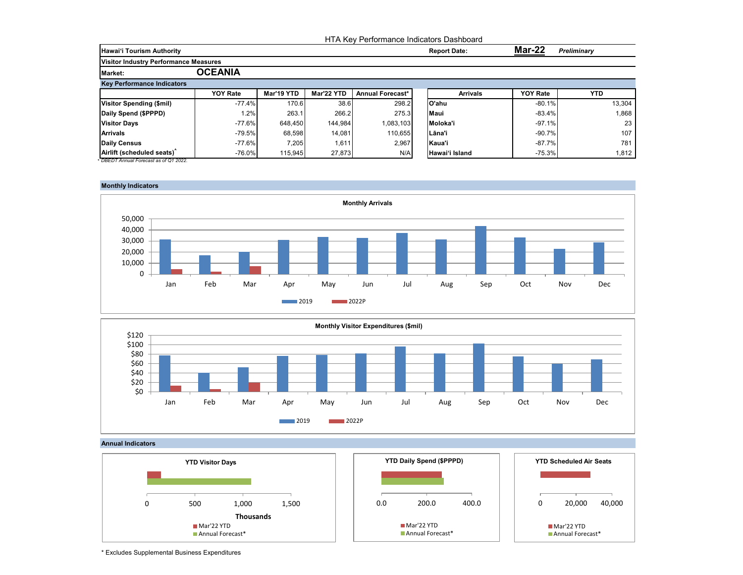HTA Key Performance Indicators Dashboard

**Hawaiʻi Tourism Authority** — **Report Date:** **Mar-22** *Preliminary*

**Visitor Industry Performance Measures**

**Market:** **OCEANIA**

**Key Performance Indicators**

| | YOY Rate | Mar'19 YTD | Mar'22 YTD | Annual Forecast* |
|---|---|---|---|---|
| **Visitor Spending ($mil)** | -77.4% | 170.6 | 38.6 | 298.2 |
| **Daily Spend ($PPPD)** | 1.2% | 263.1 | 266.2 | 275.3 |
| **Visitor Days** | -77.6% | 648,450 | 144,984 | 1,083,103 |
| **Arrivals** | -79.5% | 68,598 | 14,081 | 110,655 |
| **Daily Census** | -77.6% | 7,205 | 1,611 | 2,967 |
| **Airlift (scheduled seats)^** | -76.0% | 115,945 | 27,873 | N/A |

*\* DBEDT Annual Forecast as of Q1 2022.*

| Arrivals | YOY Rate | YTD |
|---|---|---|
| **O'ahu** | -80.1% | 13,304 |
| **Maui** | -83.4% | 1,868 |
| **Moloka'i** | -97.1% | 23 |
| **Lāna'i** | -90.7% | 107 |
| **Kaua'i** | -87.7% | 781 |
| **Hawai'i Island** | -75.3% | 1,812 |

**Monthly Indicators**

Monthly Arrivals

50,000
40,000
30,000
20,000
10,000
0

Jan Feb Mar Apr May Jun Jul Aug Sep Oct Nov Dec

2019 2022P

Monthly Visitor Expenditures ($mil)

$120
$100
$80
$60
$40
$20
$0

Jan Feb Mar Apr May Jun Jul Aug Sep Oct Nov Dec

2019 2022P

**Annual Indicators**

YTD Visitor Days

0 500 1,000 1,500

Thousands

Mar'22 YTD
Annual Forecast*

YTD Daily Spend ($PPPD)

0.0 200.0 400.0

Mar'22 YTD
Annual Forecast*

YTD Scheduled Air Seats

0 20,000 40,000

Mar'22 YTD
Annual Forecast*

\* Excludes Supplemental Business Expenditures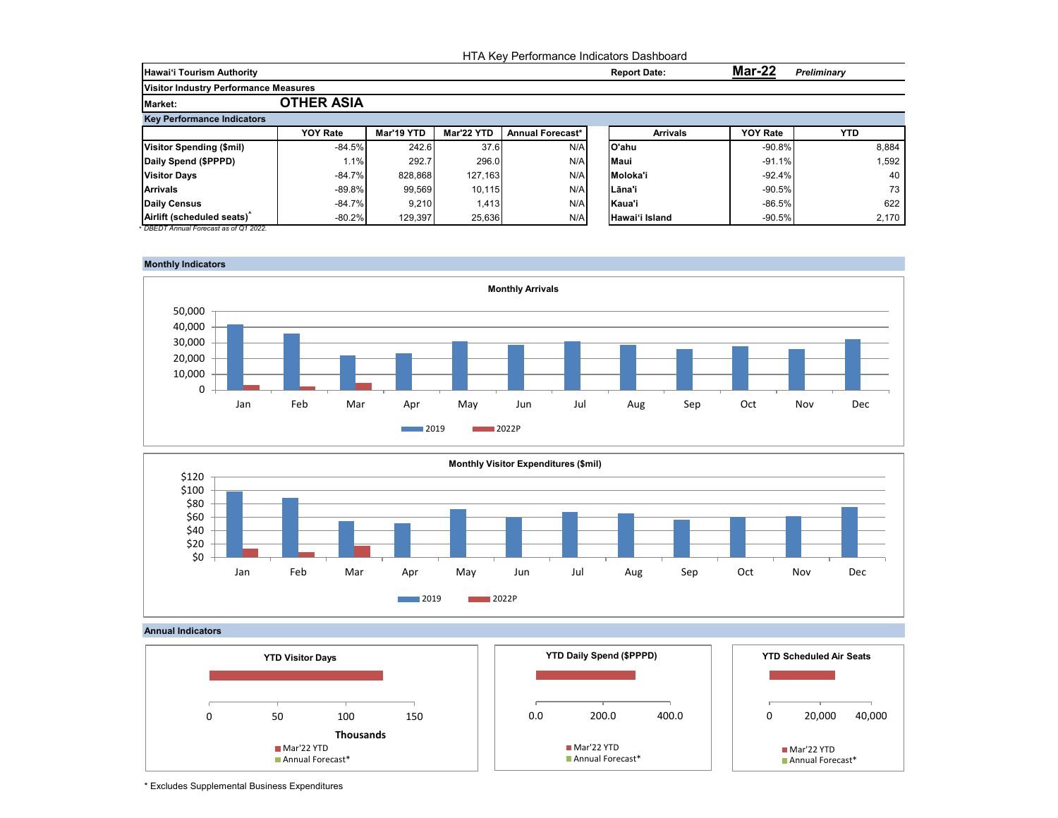HTA Key Performance Indicators Dashboard

**Hawai'i Tourism Authority** | **Report Date:** **Mar-22** *Preliminary*

**Visitor Industry Performance Measures**

**Market:** **OTHER ASIA**

**Key Performance Indicators**

| | YOY Rate | Mar'19 YTD | Mar'22 YTD | Annual Forecast* |
|---|---|---|---|---|
| **Visitor Spending ($mil)** | -84.5% | 242.6 | 37.6 | N/A |
| **Daily Spend ($PPPD)** | 1.1% | 292.7 | 296.0 | N/A |
| **Visitor Days** | -84.7% | 828,868 | 127,163 | N/A |
| **Arrivals** | -89.8% | 99,569 | 10,115 | N/A |
| **Daily Census** | -84.7% | 9,210 | 1,413 | N/A |
| **Airlift (scheduled seats)^** | -80.2% | 129,397 | 25,636 | N/A |

*\* DBEDT Annual Forecast as of Q1 2022.*

| Arrivals | YOY Rate | YTD |
|---|---|---|
| **O'ahu** | -90.8% | 8,884 |
| **Maui** | -91.1% | 1,592 |
| **Moloka'i** | -92.4% | 40 |
| **Lāna'i** | -90.5% | 73 |
| **Kaua'i** | -86.5% | 622 |
| **Hawai'i Island** | -90.5% | 2,170 |

**Monthly Indicators**

**Monthly Arrivals**

50,000
40,000
30,000
20,000
10,000
0

Jan Feb Mar Apr May Jun Jul Aug Sep Oct Nov Dec

2019 2022P

**Monthly Visitor Expenditures ($mil)**

$120
$100
$80
$60
$40
$20
$0

Jan Feb Mar Apr May Jun Jul Aug Sep Oct Nov Dec

2019 2022P

**Annual Indicators**

**YTD Visitor Days**

0 50 100 150

Thousands

Mar'22 YTD
Annual Forecast*

**YTD Daily Spend ($PPPD)**

0.0 200.0 400.0

Mar'22 YTD
Annual Forecast*

**YTD Scheduled Air Seats**

0 20,000 40,000

Mar'22 YTD
Annual Forecast*

\* Excludes Supplemental Business Expenditures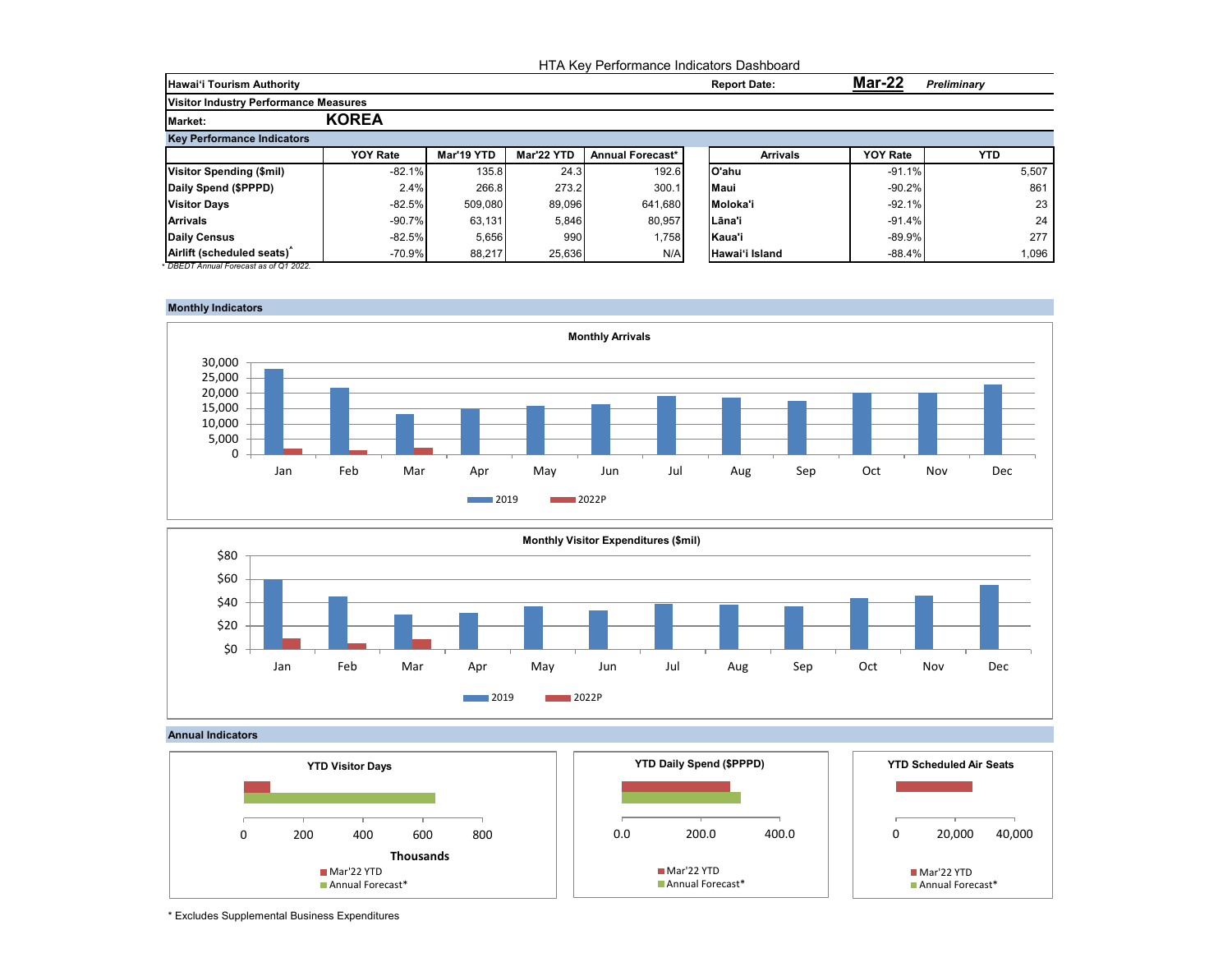HTA Key Performance Indicators Dashboard

**Hawai'i Tourism Authority** **Report Date:** **Mar-22** ***Preliminary***

**Visitor Industry Performance Measures**

**Market:** **KOREA**

**Key Performance Indicators**

| | YOY Rate | Mar'19 YTD | Mar'22 YTD | Annual Forecast* |
|---|---|---|---|---|
| **Visitor Spending ($mil)** | -82.1% | 135.8 | 24.3 | 192.6 |
| **Daily Spend ($PPPD)** | 2.4% | 266.8 | 273.2 | 300.1 |
| **Visitor Days** | -82.5% | 509,080 | 89,096 | 641,680 |
| **Arrivals** | -90.7% | 63,131 | 5,846 | 80,957 |
| **Daily Census** | -82.5% | 5,656 | 990 | 1,758 |
| **Airlift (scheduled seats)^** | -70.9% | 88,217 | 25,636 | N/A |

*\* DBEDT Annual Forecast as of Q1 2022.*

| Arrivals | YOY Rate | YTD |
|---|---|---|
| **O'ahu** | -91.1% | 5,507 |
| **Maui** | -90.2% | 861 |
| **Moloka'i** | -92.1% | 23 |
| **Lāna'i** | -91.4% | 24 |
| **Kaua'i** | -89.9% | 277 |
| **Hawai'i Island** | -88.4% | 1,096 |

**Monthly Indicators**

**Monthly Arrivals**

30,000
25,000
20,000
15,000
10,000
5,000
0

Jan Feb Mar Apr May Jun Jul Aug Sep Oct Nov Dec

2019 2022P

**Monthly Visitor Expenditures ($mil)**

$80
$60
$40
$20
$0

Jan Feb Mar Apr May Jun Jul Aug Sep Oct Nov Dec

2019 2022P

**Annual Indicators**

**YTD Visitor Days**

0 200 400 600 800

Thousands

Mar'22 YTD
Annual Forecast*

**YTD Daily Spend ($PPPD)**

0.0 200.0 400.0

Mar'22 YTD
Annual Forecast*

**YTD Scheduled Air Seats**

0 20,000 40,000

Mar'22 YTD
Annual Forecast*

\* Excludes Supplemental Business Expenditures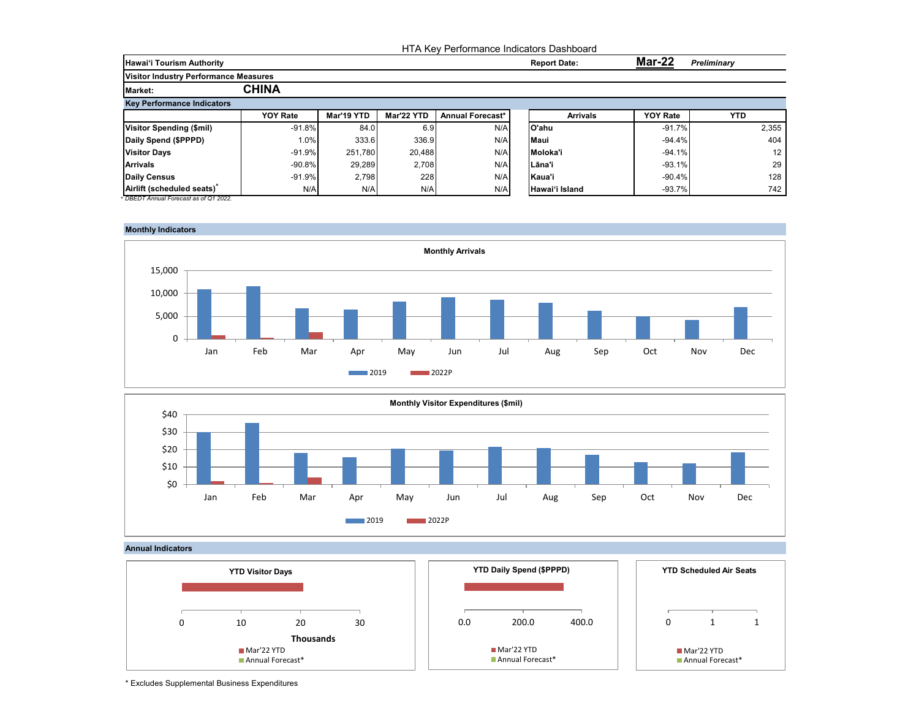HTA Key Performance Indicators Dashboard

**Hawai'i Tourism Authority** **Report Date:** **Mar-22** *Preliminary*

**Visitor Industry Performance Measures**

**Market:** **CHINA**

**Key Performance Indicators**

| | YOY Rate | Mar'19 YTD | Mar'22 YTD | Annual Forecast* |
|---|---|---|---|---|
| **Visitor Spending ($mil)** | -91.8% | 84.0 | 6.9 | N/A |
| **Daily Spend ($PPPD)** | 1.0% | 333.6 | 336.9 | N/A |
| **Visitor Days** | -91.9% | 251,780 | 20,488 | N/A |
| **Arrivals** | -90.8% | 29,289 | 2,708 | N/A |
| **Daily Census** | -91.9% | 2,798 | 228 | N/A |
| **Airlift (scheduled seats)^** | N/A | N/A | N/A | N/A |

*\* DBEDT Annual Forecast as of Q1 2022.*

| Arrivals | YOY Rate | YTD |
|---|---|---|
| **O'ahu** | -91.7% | 2,355 |
| **Maui** | -94.4% | 404 |
| **Moloka'i** | -94.1% | 12 |
| **Lāna'i** | -93.1% | 29 |
| **Kaua'i** | -90.4% | 128 |
| **Hawai'i Island** | -93.7% | 742 |

**Monthly Indicators**

Monthly Arrivals

15,000
10,000
5,000
0
Jan Feb Mar Apr May Jun Jul Aug Sep Oct Nov Dec
2019 2022P

Monthly Visitor Expenditures ($mil)

$40
$30
$20
$10
$0
Jan Feb Mar Apr May Jun Jul Aug Sep Oct Nov Dec
2019 2022P

**Annual Indicators**

YTD Visitor Days

0 10 20 30
Thousands
Mar'22 YTD
Annual Forecast*

YTD Daily Spend ($PPPD)

0.0 200.0 400.0
Mar'22 YTD
Annual Forecast*

YTD Scheduled Air Seats

0 1 1
Mar'22 YTD
Annual Forecast*

\* Excludes Supplemental Business Expenditures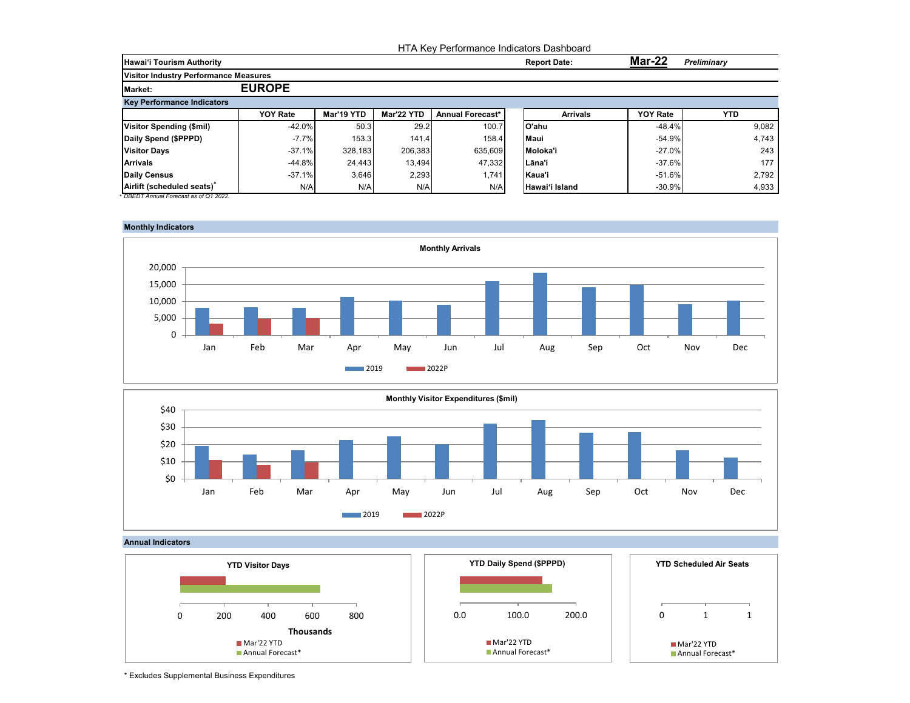HTA Key Performance Indicators Dashboard

**Hawai'i Tourism Authority** | **Report Date:** **Mar-22** *Preliminary*

**Visitor Industry Performance Measures**

**Market:** **EUROPE**

**Key Performance Indicators**

| | YOY Rate | Mar'19 YTD | Mar'22 YTD | Annual Forecast* |
|---|---|---|---|---|
| **Visitor Spending ($mil)** | -42.0% | 50.3 | 29.2 | 100.7 |
| **Daily Spend ($PPPD)** | -7.7% | 153.3 | 141.4 | 158.4 |
| **Visitor Days** | -37.1% | 328,183 | 206,383 | 635,609 |
| **Arrivals** | -44.8% | 24,443 | 13,494 | 47,332 |
| **Daily Census** | -37.1% | 3,646 | 2,293 | 1,741 |
| **Airlift (scheduled seats)^** | N/A | N/A | N/A | N/A |

*\* DBEDT Annual Forecast as of Q1 2022.*

| Arrivals | YOY Rate | YTD |
|---|---|---|
| **O'ahu** | -48.4% | 9,082 |
| **Maui** | -54.9% | 4,743 |
| **Moloka'i** | -27.0% | 243 |
| **Lāna'i** | -37.6% | 177 |
| **Kaua'i** | -51.6% | 2,792 |
| **Hawai'i Island** | -30.9% | 4,933 |

**Monthly Indicators**

**Monthly Arrivals**

20,000
15,000
10,000
5,000
0

Jan Feb Mar Apr May Jun Jul Aug Sep Oct Nov Dec

2019 2022P

**Monthly Visitor Expenditures ($mil)**

$40
$30
$20
$10
$0

Jan Feb Mar Apr May Jun Jul Aug Sep Oct Nov Dec

2019 2022P

**Annual Indicators**

**YTD Visitor Days**

0 200 400 600 800

Thousands

Mar'22 YTD
Annual Forecast*

**YTD Daily Spend ($PPPD)**

0.0 100.0 200.0

Mar'22 YTD
Annual Forecast*

**YTD Scheduled Air Seats**

0 1 1

Mar'22 YTD
Annual Forecast*

\* Excludes Supplemental Business Expenditures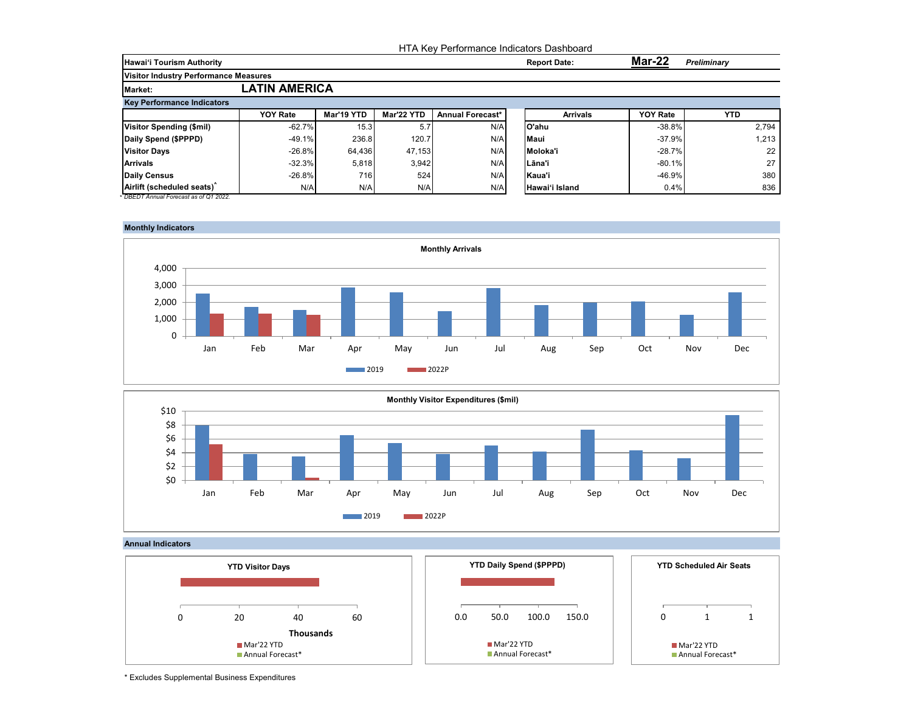HTA Key Performance Indicators Dashboard

**Hawai'i Tourism Authority** | **Report Date:** **Mar-22** *Preliminary*

**Visitor Industry Performance Measures**

**Market:** **LATIN AMERICA**

**Key Performance Indicators**

| | YOY Rate | Mar'19 YTD | Mar'22 YTD | Annual Forecast* |
|---|---|---|---|---|
| **Visitor Spending ($mil)** | -62.7% | 15.3 | 5.7 | N/A |
| **Daily Spend ($PPPD)** | -49.1% | 236.8 | 120.7 | N/A |
| **Visitor Days** | -26.8% | 64,436 | 47,153 | N/A |
| **Arrivals** | -32.3% | 5,818 | 3,942 | N/A |
| **Daily Census** | -26.8% | 716 | 524 | N/A |
| **Airlift (scheduled seats)^** | N/A | N/A | N/A | N/A |

*\* DBEDT Annual Forecast as of Q1 2022.*

| Arrivals | YOY Rate | YTD |
|---|---|---|
| **O'ahu** | -38.8% | 2,794 |
| **Maui** | -37.9% | 1,213 |
| **Moloka'i** | -28.7% | 22 |
| **Lāna'i** | -80.1% | 27 |
| **Kaua'i** | -46.9% | 380 |
| **Hawai'i Island** | 0.4% | 836 |

**Monthly Indicators**

**Monthly Arrivals**

4,000
3,000
2,000
1,000
0

Jan Feb Mar Apr May Jun Jul Aug Sep Oct Nov Dec

2019 2022P

**Monthly Visitor Expenditures ($mil)**

$10
$8
$6
$4
$2
$0

Jan Feb Mar Apr May Jun Jul Aug Sep Oct Nov Dec

2019 2022P

**Annual Indicators**

**YTD Visitor Days**

0 20 40 60

Thousands

Mar'22 YTD
Annual Forecast*

**YTD Daily Spend ($PPPD)**

0.0 50.0 100.0 150.0

Mar'22 YTD
Annual Forecast*

**YTD Scheduled Air Seats**

0 1 1

Mar'22 YTD
Annual Forecast*

\* Excludes Supplemental Business Expenditures